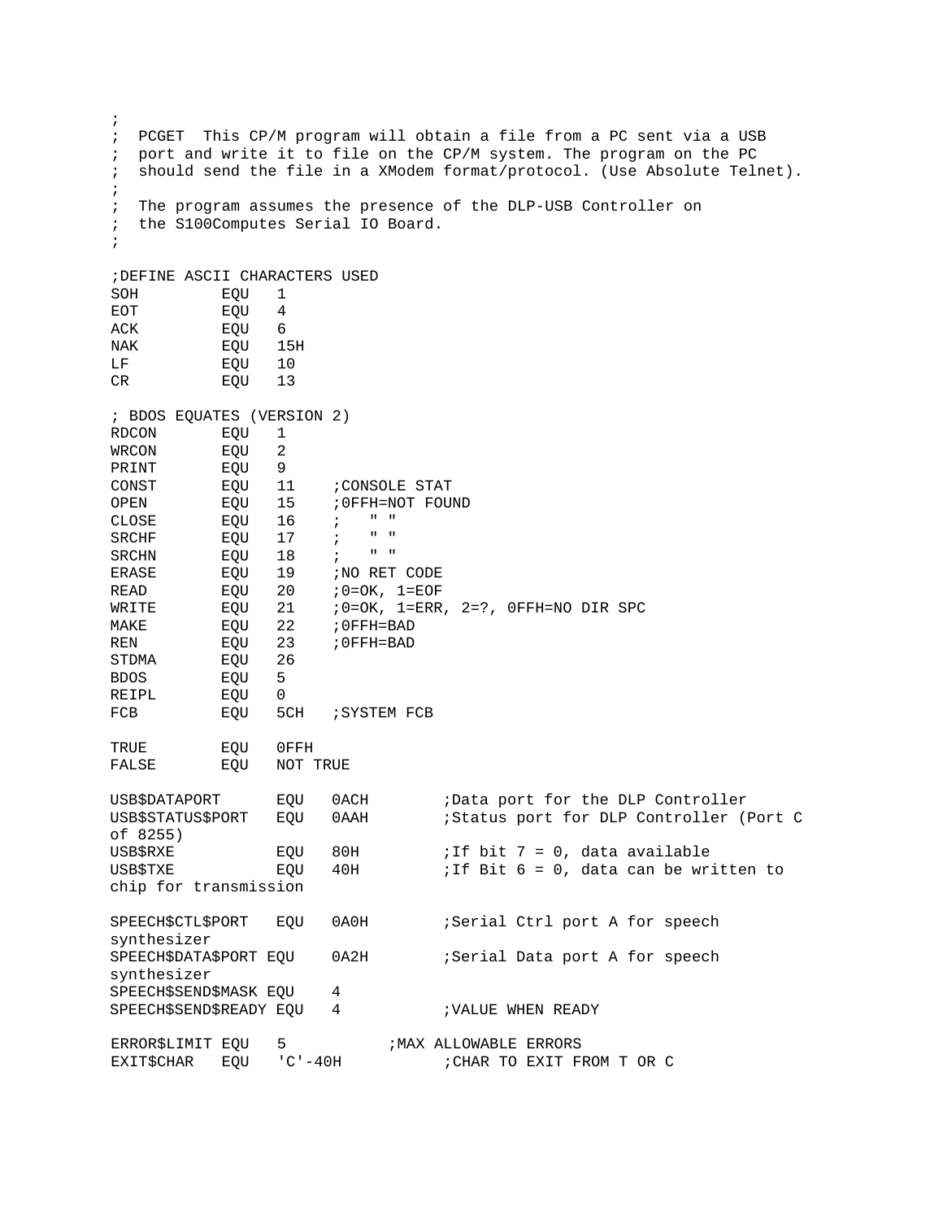```
;
;  PCGET  This CP/M program will obtain a file from a PC sent via a USB
;  port and write it to file on the CP/M system. The program on the PC
;  should send the file in a XModem format/protocol. (Use Absolute Telnet).
;
;  The program assumes the presence of the DLP-USB Controller on
;  the S100Computes Serial IO Board.
;

;DEFINE ASCII CHARACTERS USED
SOH         EQU   1
EOT         EQU   4
ACK         EQU   6
NAK         EQU   15H
LF          EQU   10
CR          EQU   13

; BDOS EQUATES (VERSION 2)
RDCON       EQU   1
WRCON       EQU   2
PRINT       EQU   9
CONST       EQU   11    ;CONSOLE STAT
OPEN        EQU   15    ;0FFH=NOT FOUND
CLOSE       EQU   16    ;   " "
SRCHF       EQU   17    ;   " "
SRCHN       EQU   18    ;   " "
ERASE       EQU   19    ;NO RET CODE
READ        EQU   20    ;0=OK, 1=EOF
WRITE       EQU   21    ;0=OK, 1=ERR, 2=?, 0FFH=NO DIR SPC
MAKE        EQU   22    ;0FFH=BAD
REN         EQU   23    ;0FFH=BAD
STDMA       EQU   26
BDOS        EQU   5
REIPL       EQU   0
FCB         EQU   5CH   ;SYSTEM FCB

TRUE        EQU   0FFH
FALSE       EQU   NOT TRUE

USB$DATAPORT      EQU   0ACH        ;Data port for the DLP Controller
USB$STATUS$PORT   EQU   0AAH        ;Status port for DLP Controller (Port C
of 8255)
USB$RXE           EQU   80H         ;If bit 7 = 0, data available
USB$TXE           EQU   40H         ;If Bit 6 = 0, data can be written to
chip for transmission

SPEECH$CTL$PORT   EQU   0A0H        ;Serial Ctrl port A for speech
synthesizer
SPEECH$DATA$PORT EQU    0A2H        ;Serial Data port A for speech
synthesizer
SPEECH$SEND$MASK EQU    4
SPEECH$SEND$READY EQU   4           ;VALUE WHEN READY

ERROR$LIMIT EQU   5           ;MAX ALLOWABLE ERRORS
EXIT$CHAR   EQU   'C'-40H           ;CHAR TO EXIT FROM T OR C
```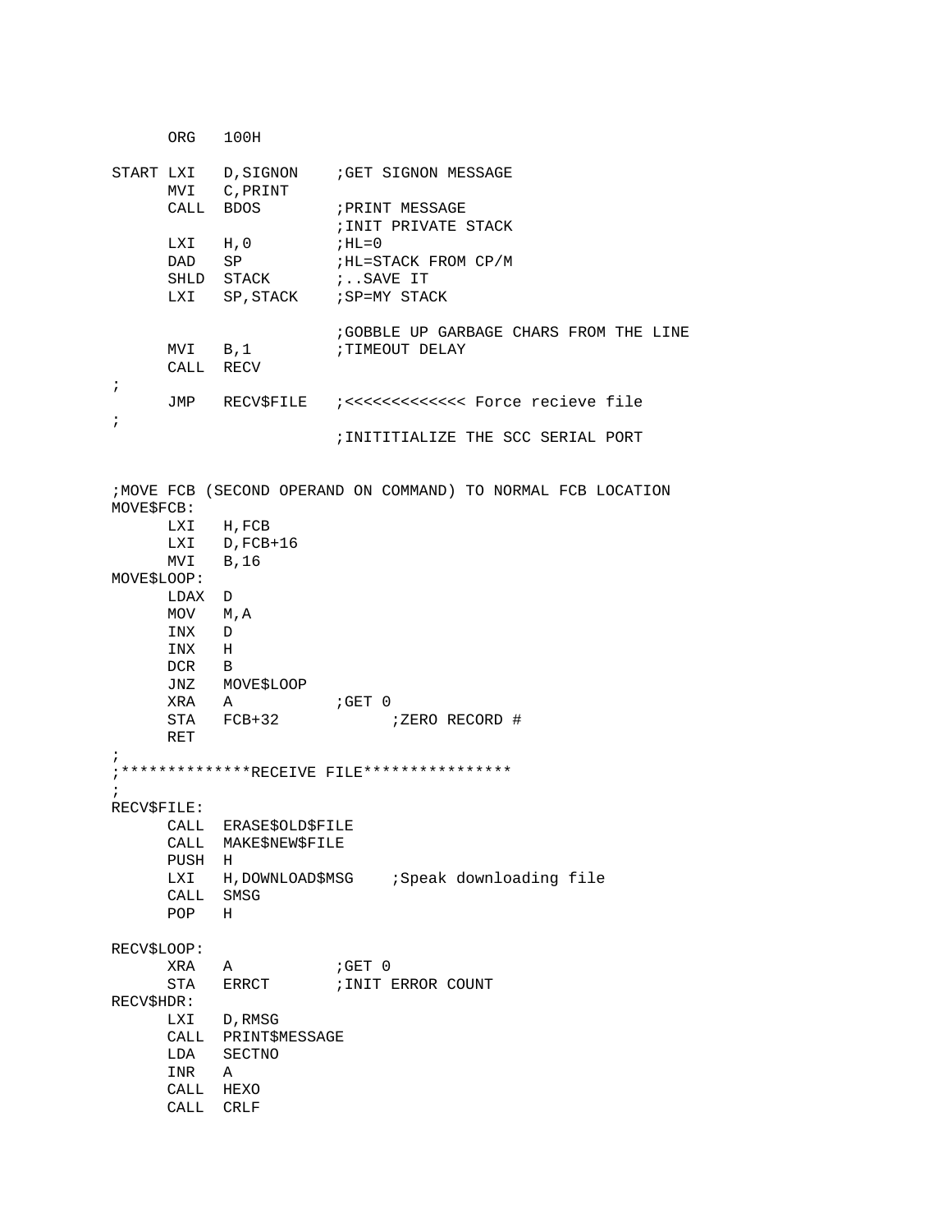```
      ORG   100H

START LXI   D,SIGNON    ;GET SIGNON MESSAGE
      MVI   C,PRINT
      CALL  BDOS        ;PRINT MESSAGE
                        ;INIT PRIVATE STACK
      LXI   H,0         ;HL=0
      DAD   SP          ;HL=STACK FROM CP/M
      SHLD  STACK       ;..SAVE IT
      LXI   SP,STACK    ;SP=MY STACK

                        ;GOBBLE UP GARBAGE CHARS FROM THE LINE
      MVI   B,1         ;TIMEOUT DELAY
      CALL  RECV
;
      JMP   RECV$FILE   ;<<<<<<<<<<<<< Force recieve file
;
                        ;INITITIALIZE THE SCC SERIAL PORT


;MOVE FCB (SECOND OPERAND ON COMMAND) TO NORMAL FCB LOCATION
MOVE$FCB:
      LXI   H,FCB
      LXI   D,FCB+16
      MVI   B,16
MOVE$LOOP:
      LDAX  D
      MOV   M,A
      INX   D
      INX   H
      DCR   B
      JNZ   MOVE$LOOP
      XRA   A           ;GET 0
      STA   FCB+32            ;ZERO RECORD #
      RET
;
;*************RECEIVE FILE****************
;
RECV$FILE:
      CALL  ERASE$OLD$FILE
      CALL  MAKE$NEW$FILE
      PUSH  H
      LXI   H,DOWNLOAD$MSG    ;Speak downloading file
      CALL  SMSG
      POP   H

RECV$LOOP:
      XRA   A           ;GET 0
      STA   ERRCT       ;INIT ERROR COUNT
RECV$HDR:
      LXI   D,RMSG
      CALL  PRINT$MESSAGE
      LDA   SECTNO
      INR   A
      CALL  HEXO
      CALL  CRLF
```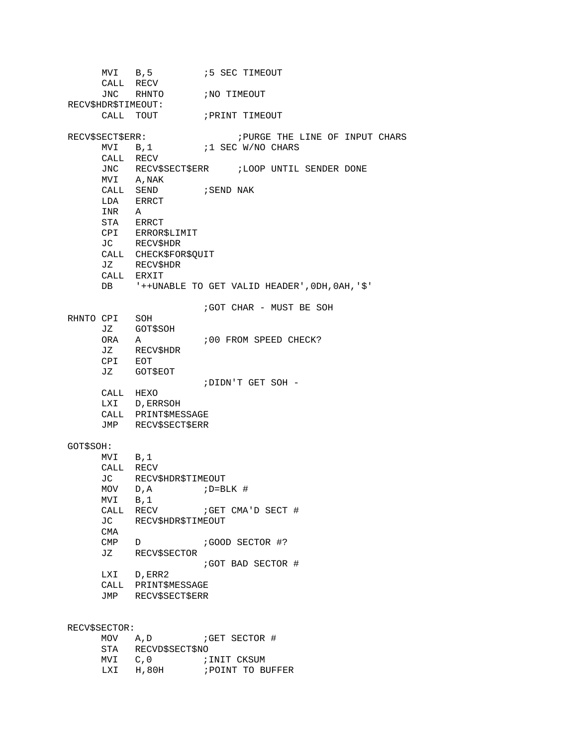```
        MVI   B,5           ;5 SEC TIMEOUT
        CALL  RECV
        JNC   RHNTO         ;NO TIMEOUT
RECV$HDR$TIMEOUT:
        CALL  TOUT          ;PRINT TIMEOUT

RECV$SECT$ERR:                   ;PURGE THE LINE OF INPUT CHARS
        MVI   B,1           ;1 SEC W/NO CHARS
        CALL  RECV
        JNC   RECV$SECT$ERR      ;LOOP UNTIL SENDER DONE
        MVI   A,NAK
        CALL  SEND          ;SEND NAK
        LDA   ERRCT
        INR   A
        STA   ERRCT
        CPI   ERROR$LIMIT
        JC    RECV$HDR
        CALL  CHECK$FOR$QUIT
        JZ    RECV$HDR
        CALL  ERXIT
        DB    '++UNABLE TO GET VALID HEADER',0DH,0AH,'$'

                            ;GOT CHAR - MUST BE SOH
RHNTO   CPI   SOH
        JZ    GOT$SOH
        ORA   A             ;00 FROM SPEED CHECK?
        JZ    RECV$HDR
        CPI   EOT
        JZ    GOT$EOT
                            ;DIDN'T GET SOH -
        CALL  HEXO
        LXI   D,ERRSOH
        CALL  PRINT$MESSAGE
        JMP   RECV$SECT$ERR

GOT$SOH:
        MVI   B,1
        CALL  RECV
        JC    RECV$HDR$TIMEOUT
        MOV   D,A           ;D=BLK #
        MVI   B,1
        CALL  RECV          ;GET CMA'D SECT #
        JC    RECV$HDR$TIMEOUT
        CMA
        CMP   D             ;GOOD SECTOR #?
        JZ    RECV$SECTOR
                            ;GOT BAD SECTOR #
        LXI   D,ERR2
        CALL  PRINT$MESSAGE
        JMP   RECV$SECT$ERR


RECV$SECTOR:
        MOV   A,D           ;GET SECTOR #
        STA   RECVD$SECT$NO
        MVI   C,0           ;INIT CKSUM
        LXI   H,80H         ;POINT TO BUFFER
```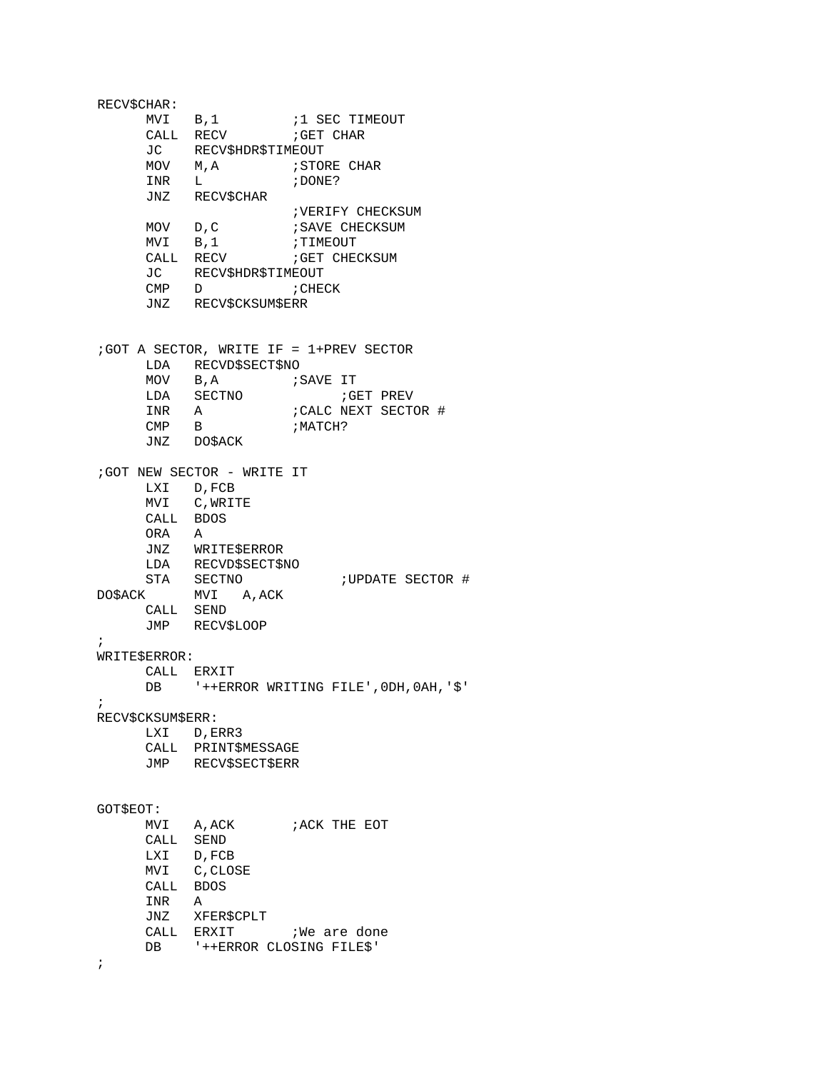```
RECV$CHAR:
      MVI   B,1         ;1 SEC TIMEOUT
      CALL  RECV        ;GET CHAR
      JC    RECV$HDR$TIMEOUT
      MOV   M,A         ;STORE CHAR
      INR   L           ;DONE?
      JNZ   RECV$CHAR
                        ;VERIFY CHECKSUM
      MOV   D,C         ;SAVE CHECKSUM
      MVI   B,1         ;TIMEOUT
      CALL  RECV        ;GET CHECKSUM
      JC    RECV$HDR$TIMEOUT
      CMP   D           ;CHECK
      JNZ   RECV$CKSUM$ERR


;GOT A SECTOR, WRITE IF = 1+PREV SECTOR
      LDA   RECVD$SECT$NO
      MOV   B,A         ;SAVE IT
      LDA   SECTNO            ;GET PREV
      INR   A           ;CALC NEXT SECTOR #
      CMP   B           ;MATCH?
      JNZ   DO$ACK

;GOT NEW SECTOR - WRITE IT
      LXI   D,FCB
      MVI   C,WRITE
      CALL  BDOS
      ORA   A
      JNZ   WRITE$ERROR
      LDA   RECVD$SECT$NO
      STA   SECTNO            ;UPDATE SECTOR #
DO$ACK      MVI   A,ACK
      CALL  SEND
      JMP   RECV$LOOP
;
WRITE$ERROR:
      CALL  ERXIT
      DB    '++ERROR WRITING FILE',0DH,0AH,'$'
;
RECV$CKSUM$ERR:
      LXI   D,ERR3
      CALL  PRINT$MESSAGE
      JMP   RECV$SECT$ERR


GOT$EOT:
      MVI   A,ACK       ;ACK THE EOT
      CALL  SEND
      LXI   D,FCB
      MVI   C,CLOSE
      CALL  BDOS
      INR   A
      JNZ   XFER$CPLT
      CALL  ERXIT       ;We are done
      DB    '++ERROR CLOSING FILE$'
;
```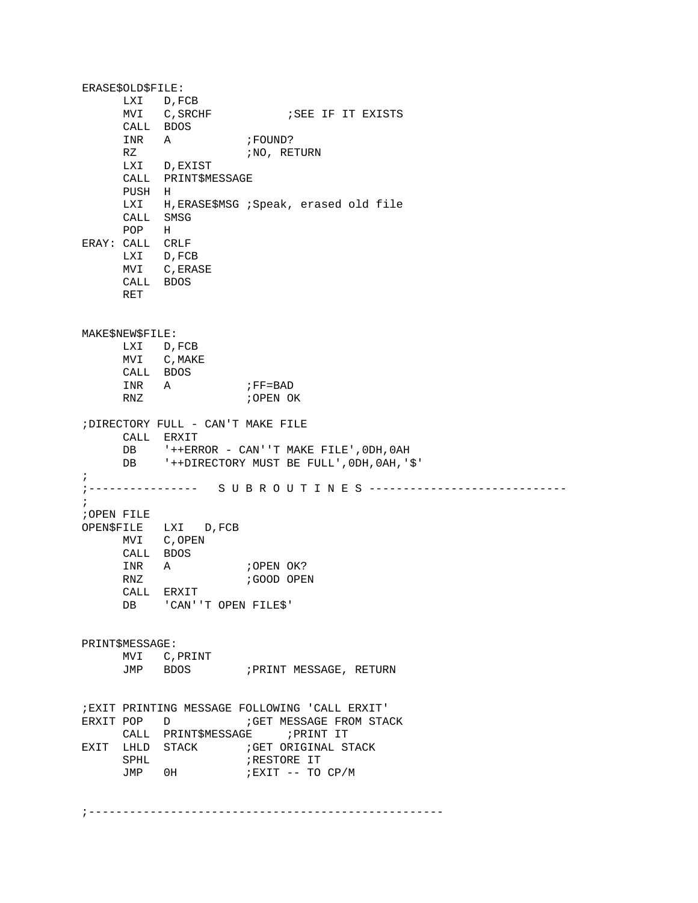```
ERASE$OLD$FILE:
      LXI   D,FCB
      MVI   C,SRCHF           ;SEE IF IT EXISTS
      CALL  BDOS
      INR   A           ;FOUND?
      RZ                ;NO, RETURN
      LXI   D,EXIST
      CALL  PRINT$MESSAGE
      PUSH  H
      LXI   H,ERASE$MSG ;Speak, erased old file
      CALL  SMSG
      POP   H
ERAY: CALL  CRLF
      LXI   D,FCB
      MVI   C,ERASE
      CALL  BDOS
      RET


MAKE$NEW$FILE:
      LXI   D,FCB
      MVI   C,MAKE
      CALL  BDOS
      INR   A           ;FF=BAD
      RNZ               ;OPEN OK

;DIRECTORY FULL - CAN'T MAKE FILE
      CALL  ERXIT
      DB    '++ERROR - CAN''T MAKE FILE',0DH,0AH
      DB    '++DIRECTORY MUST BE FULL',0DH,0AH,'$'
;
;----------------   S U B R O U T I N E S ----------------------------
;
;OPEN FILE
OPEN$FILE   LXI   D,FCB
      MVI   C,OPEN
      CALL  BDOS
      INR   A           ;OPEN OK?
      RNZ               ;GOOD OPEN
      CALL  ERXIT
      DB    'CAN''T OPEN FILE$'


PRINT$MESSAGE:
      MVI   C,PRINT
      JMP   BDOS        ;PRINT MESSAGE, RETURN


;EXIT PRINTING MESSAGE FOLLOWING 'CALL ERXIT'
ERXIT POP   D           ;GET MESSAGE FROM STACK
      CALL  PRINT$MESSAGE     ;PRINT IT
EXIT  LHLD  STACK       ;GET ORIGINAL STACK
      SPHL              ;RESTORE IT
      JMP   0H          ;EXIT -- TO CP/M


;---------------------------------------------------
```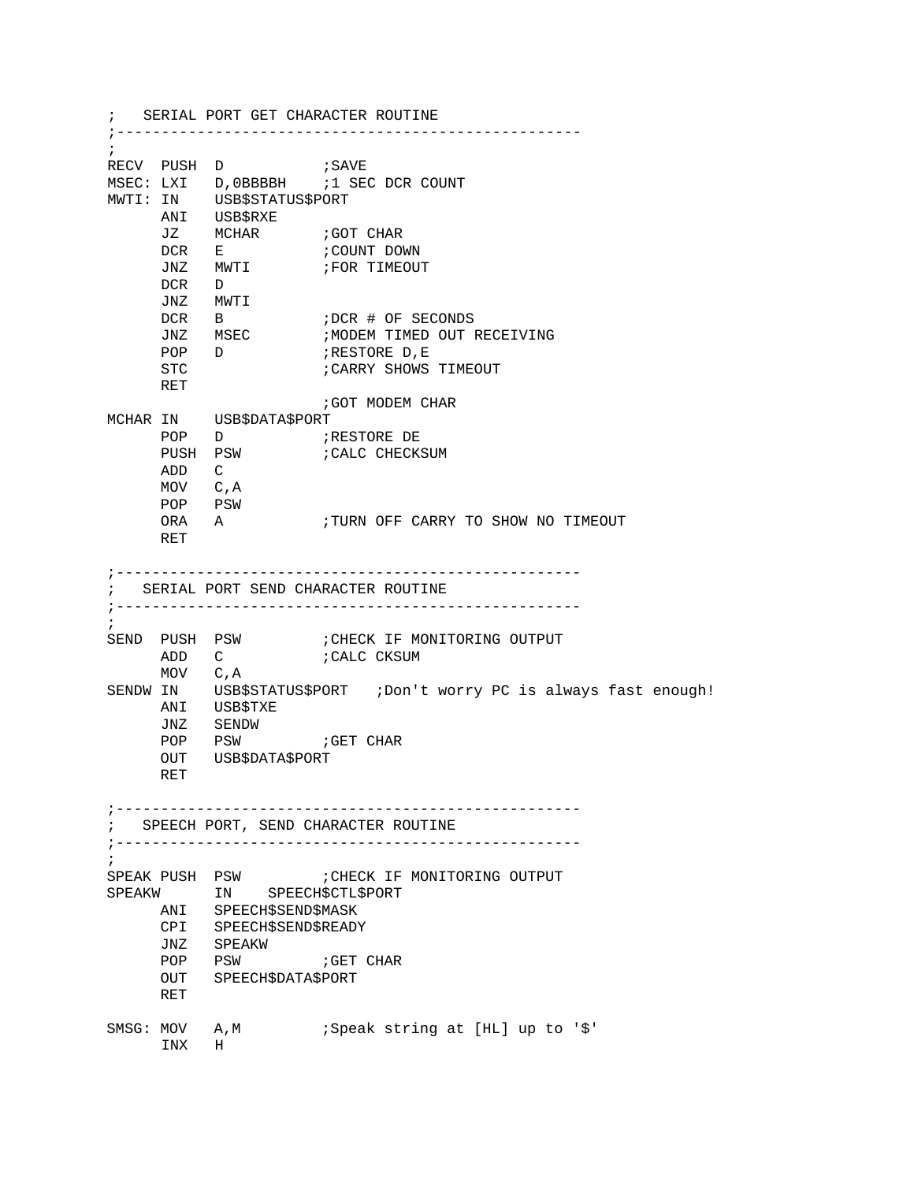```
;   SERIAL PORT GET CHARACTER ROUTINE
;---------------------------------------------------
;
RECV  PUSH  D           ;SAVE
MSEC: LXI   D,0BBBBH    ;1 SEC DCR COUNT
MWTI: IN    USB$STATUS$PORT
      ANI   USB$RXE
      JZ    MCHAR       ;GOT CHAR
      DCR   E           ;COUNT DOWN
      JNZ   MWTI        ;FOR TIMEOUT
      DCR   D
      JNZ   MWTI
      DCR   B           ;DCR # OF SECONDS
      JNZ   MSEC        ;MODEM TIMED OUT RECEIVING
      POP   D           ;RESTORE D,E
      STC               ;CARRY SHOWS TIMEOUT
      RET
                        ;GOT MODEM CHAR
MCHAR IN    USB$DATA$PORT
      POP   D           ;RESTORE DE
      PUSH  PSW         ;CALC CHECKSUM
      ADD   C
      MOV   C,A
      POP   PSW
      ORA   A           ;TURN OFF CARRY TO SHOW NO TIMEOUT
      RET

;---------------------------------------------------
;   SERIAL PORT SEND CHARACTER ROUTINE
;---------------------------------------------------
;
SEND  PUSH  PSW         ;CHECK IF MONITORING OUTPUT
      ADD   C           ;CALC CKSUM
      MOV   C,A
SENDW IN    USB$STATUS$PORT   ;Don't worry PC is always fast enough!
      ANI   USB$TXE
      JNZ   SENDW
      POP   PSW         ;GET CHAR
      OUT   USB$DATA$PORT
      RET

;---------------------------------------------------
;   SPEECH PORT, SEND CHARACTER ROUTINE
;---------------------------------------------------
;
SPEAK PUSH  PSW         ;CHECK IF MONITORING OUTPUT
SPEAKW      IN    SPEECH$CTL$PORT
      ANI   SPEECH$SEND$MASK
      CPI   SPEECH$SEND$READY
      JNZ   SPEAKW
      POP   PSW         ;GET CHAR
      OUT   SPEECH$DATA$PORT
      RET

SMSG: MOV   A,M         ;Speak string at [HL] up to '$'
      INX   H
```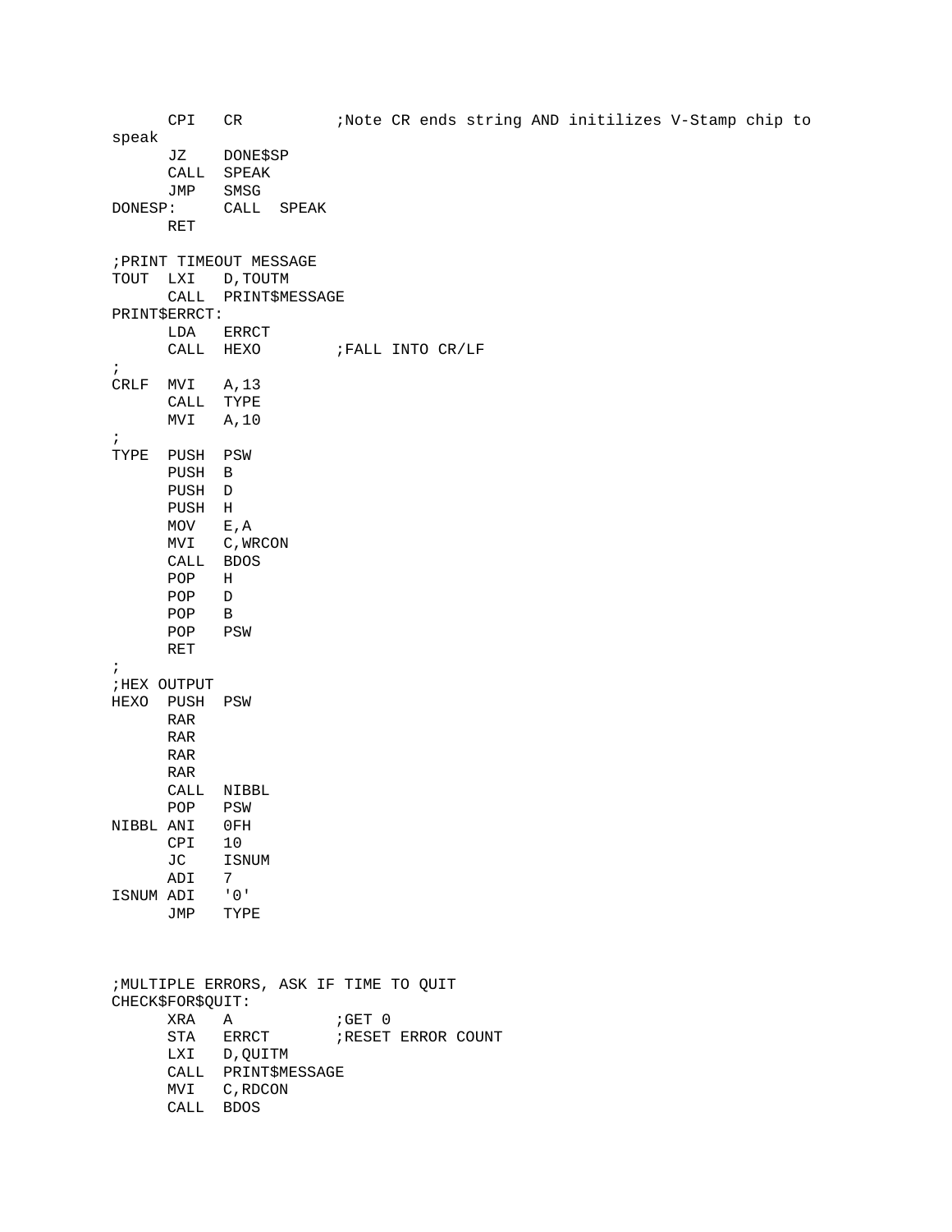```
      CPI   CR          ;Note CR ends string AND initilizes V-Stamp chip to
speak
      JZ    DONE$SP
      CALL  SPEAK
      JMP   SMSG
DONESP:     CALL  SPEAK
      RET

;PRINT TIMEOUT MESSAGE
TOUT  LXI   D,TOUTM
      CALL  PRINT$MESSAGE
PRINT$ERRCT:
      LDA   ERRCT
      CALL  HEXO        ;FALL INTO CR/LF
;
CRLF  MVI   A,13
      CALL  TYPE
      MVI   A,10
;
TYPE  PUSH  PSW
      PUSH  B
      PUSH  D
      PUSH  H
      MOV   E,A
      MVI   C,WRCON
      CALL  BDOS
      POP   H
      POP   D
      POP   B
      POP   PSW
      RET
;
;HEX OUTPUT
HEXO  PUSH  PSW
      RAR
      RAR
      RAR
      RAR
      CALL  NIBBL
      POP   PSW
NIBBL ANI   0FH
      CPI   10
      JC    ISNUM
      ADI   7
ISNUM ADI   '0'
      JMP   TYPE



;MULTIPLE ERRORS, ASK IF TIME TO QUIT
CHECK$FOR$QUIT:
      XRA   A           ;GET 0
      STA   ERRCT       ;RESET ERROR COUNT
      LXI   D,QUITM
      CALL  PRINT$MESSAGE
      MVI   C,RDCON
      CALL  BDOS
```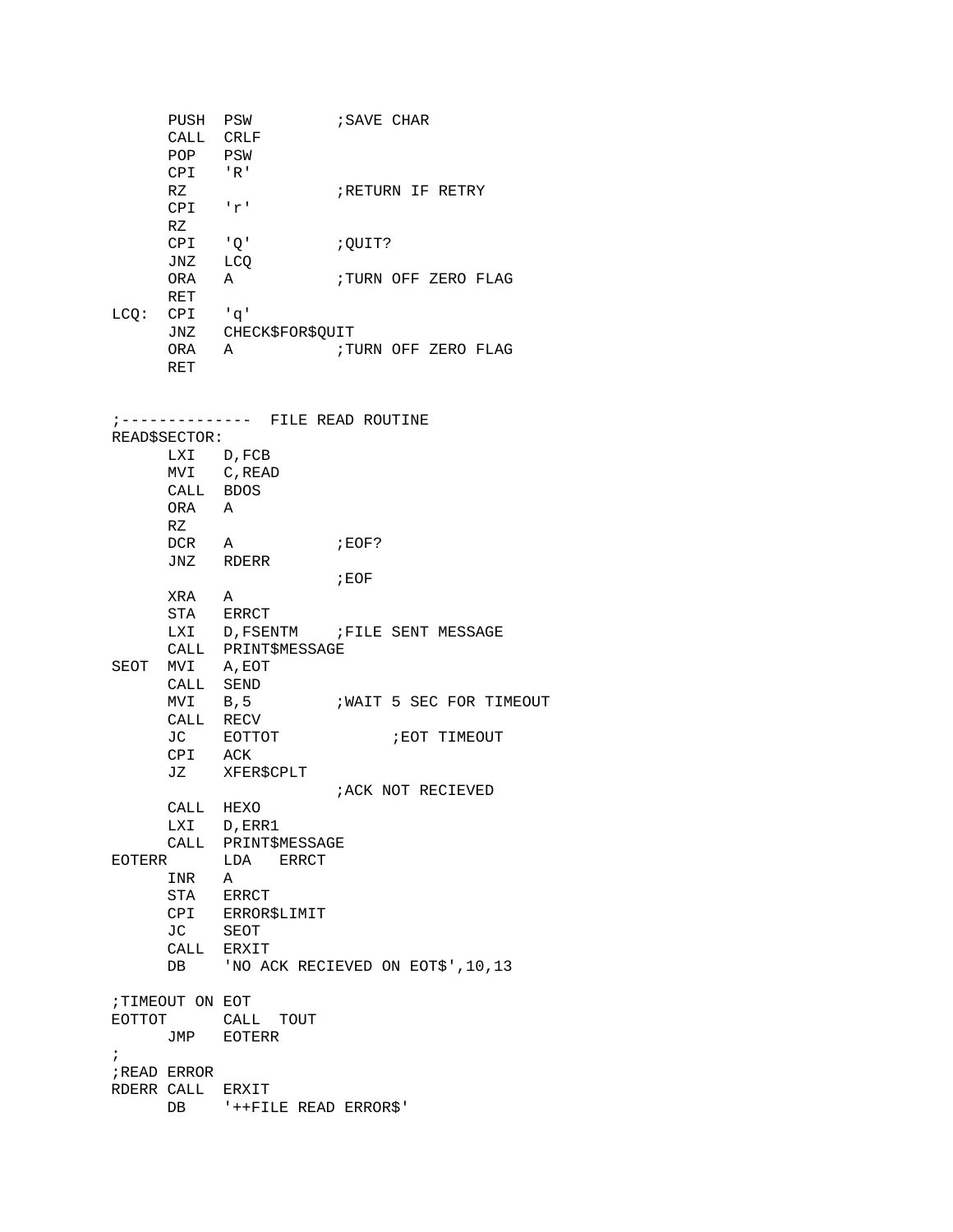```
        PUSH  PSW          ;SAVE CHAR
        CALL  CRLF
        POP   PSW
        CPI   'R'
        RZ                 ;RETURN IF RETRY
        CPI   'r'
        RZ
        CPI   'Q'          ;QUIT?
        JNZ   LCQ
        ORA   A            ;TURN OFF ZERO FLAG
        RET
LCQ:    CPI   'q'
        JNZ   CHECK$FOR$QUIT
        ORA   A            ;TURN OFF ZERO FLAG
        RET


;-------------- FILE READ ROUTINE
READ$SECTOR:
        LXI   D,FCB
        MVI   C,READ
        CALL  BDOS
        ORA   A
        RZ
        DCR   A            ;EOF?
        JNZ   RDERR
                           ;EOF
        XRA   A
        STA   ERRCT
        LXI   D,FSENTM     ;FILE SENT MESSAGE
        CALL  PRINT$MESSAGE
SEOT    MVI   A,EOT
        CALL  SEND
        MVI   B,5          ;WAIT 5 SEC FOR TIMEOUT
        CALL  RECV
        JC    EOTTOT            ;EOT TIMEOUT
        CPI   ACK
        JZ    XFER$CPLT
                           ;ACK NOT RECIEVED
        CALL  HEXO
        LXI   D,ERR1
        CALL  PRINT$MESSAGE
EOTERR        LDA   ERRCT
        INR   A
        STA   ERRCT
        CPI   ERROR$LIMIT
        JC    SEOT
        CALL  ERXIT
        DB    'NO ACK RECIEVED ON EOT$',10,13

;TIMEOUT ON EOT
EOTTOT        CALL  TOUT
        JMP   EOTERR
;
;READ ERROR
RDERR CALL  ERXIT
        DB    '++FILE READ ERROR$'
```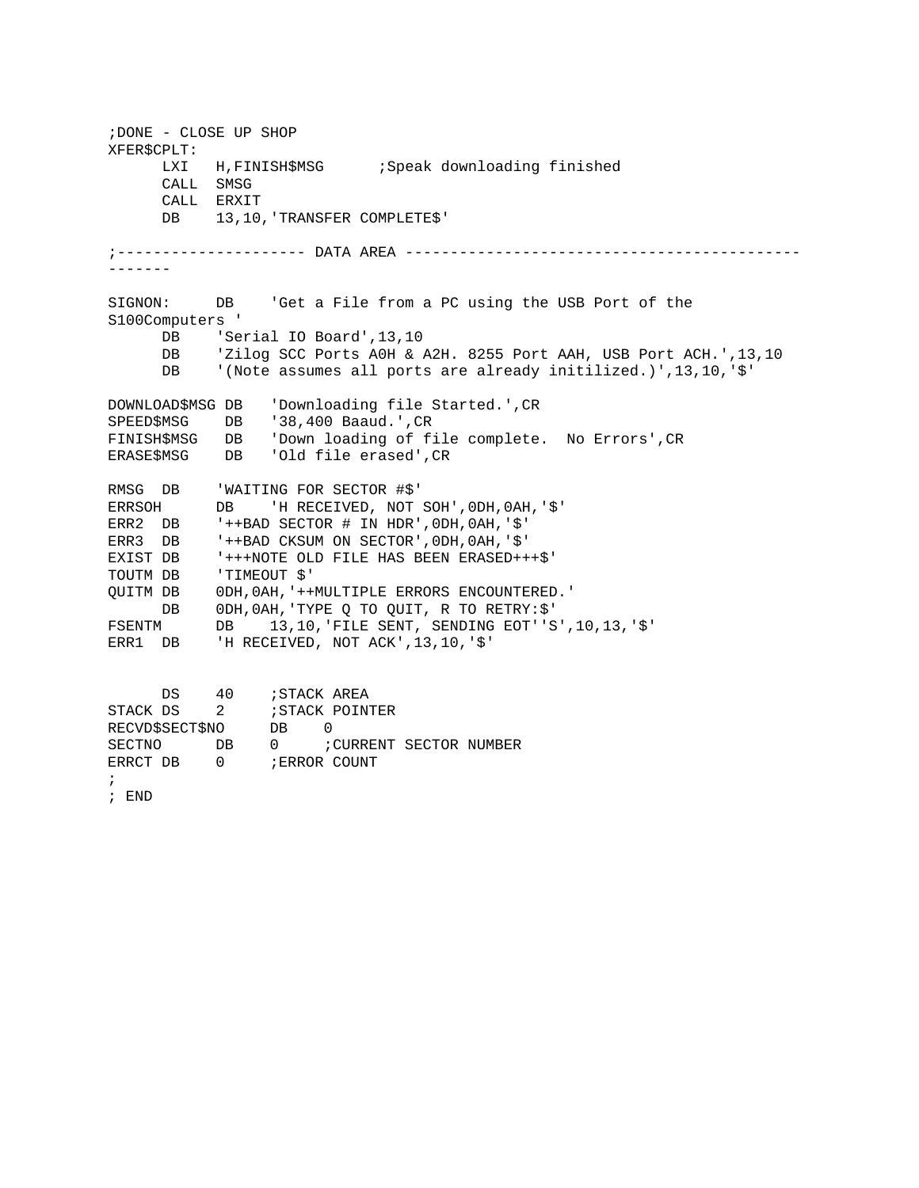```
;DONE - CLOSE UP SHOP
XFER$CPLT:
      LXI   H,FINISH$MSG      ;Speak downloading finished
      CALL  SMSG
      CALL  ERXIT
      DB    13,10,'TRANSFER COMPLETE$'

;--------------------- DATA AREA -------------------------------------------
-------

SIGNON:     DB    'Get a File from a PC using the USB Port of the
S100Computers '
      DB    'Serial IO Board',13,10
      DB    'Zilog SCC Ports A0H & A2H. 8255 Port AAH, USB Port ACH.',13,10
      DB    '(Note assumes all ports are already initilized.)',13,10,'$'

DOWNLOAD$MSG DB   'Downloading file Started.',CR
SPEED$MSG    DB   '38,400 Baaud.',CR
FINISH$MSG   DB   'Down loading of file complete.  No Errors',CR
ERASE$MSG    DB   'Old file erased',CR

RMSG  DB    'WAITING FOR SECTOR #$'
ERRSOH      DB    'H RECEIVED, NOT SOH',0DH,0AH,'$'
ERR2  DB    '++BAD SECTOR # IN HDR',0DH,0AH,'$'
ERR3  DB    '++BAD CKSUM ON SECTOR',0DH,0AH,'$'
EXIST DB    '+++NOTE OLD FILE HAS BEEN ERASED+++$'
TOUTM DB    'TIMEOUT $'
QUITM DB    0DH,0AH,'++MULTIPLE ERRORS ENCOUNTERED.'
      DB    0DH,0AH,'TYPE Q TO QUIT, R TO RETRY:$'
FSENTM      DB    13,10,'FILE SENT, SENDING EOT''S',10,13,'$'
ERR1  DB    'H RECEIVED, NOT ACK',13,10,'$'


      DS    40    ;STACK AREA
STACK DS    2     ;STACK POINTER
RECVD$SECT$NO     DB    0
SECTNO      DB    0     ;CURRENT SECTOR NUMBER
ERRCT DB    0     ;ERROR COUNT
;
; END
```